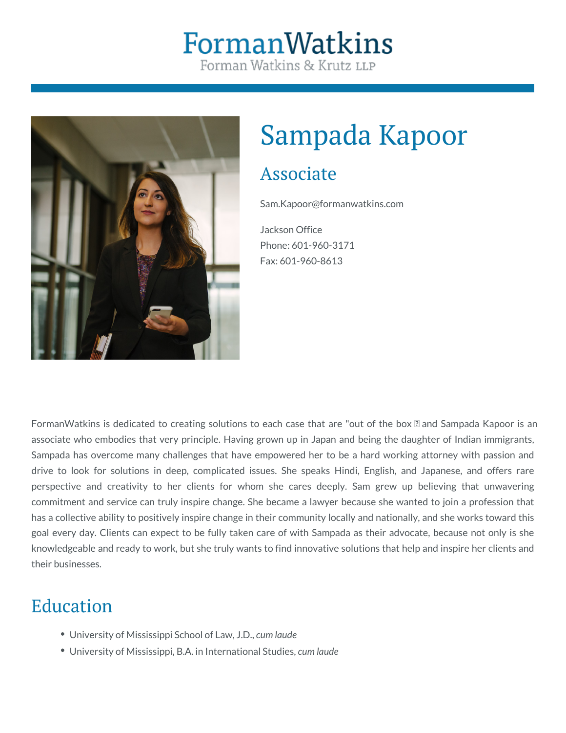# Forman Watkins

Forman Watkins & Krutz LLP

# Sampada Kapoor

## Associate

Sam.Kapoor@formanwatkins.com

Jackson Office
Phone: 601-960-3171
Fax: 601-960-8613

FormanWatkins is dedicated to creating solutions to each case that are "out of the box ? and Sampada Kapoor is an associate who embodies that very principle. Having grown up in Japan and being the daughter of Indian immigrants, Sampada has overcome many challenges that have empowered her to be a hard working attorney with passion and drive to look for solutions in deep, complicated issues. She speaks Hindi, English, and Japanese, and offers rare perspective and creativity to her clients for whom she cares deeply. Sam grew up believing that unwavering commitment and service can truly inspire change. She became a lawyer because she wanted to join a profession that has a collective ability to positively inspire change in their community locally and nationally, and she works toward this goal every day. Clients can expect to be fully taken care of with Sampada as their advocate, because not only is she knowledgeable and ready to work, but she truly wants to find innovative solutions that help and inspire her clients and their businesses.

## Education

- University of Mississippi School of Law, J.D., *cum laude*
- University of Mississippi, B.A. in International Studies, *cum laude*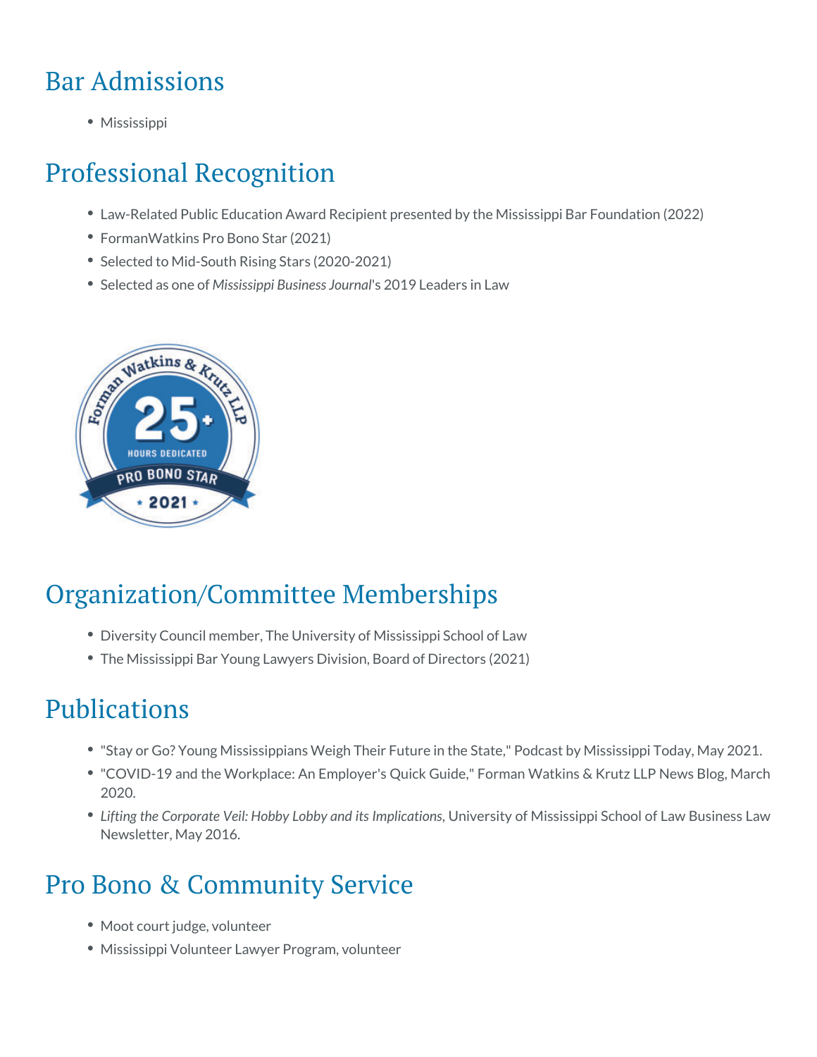## Bar Admissions

- Mississippi

## Professional Recognition

- Law-Related Public Education Award Recipient presented by the Mississippi Bar Foundation (2022)
- FormanWatkins Pro Bono Star (2021)
- Selected to Mid-South Rising Stars (2020-2021)
- Selected as one of *Mississippi Business Journal*'s 2019 Leaders in Law

## Organization/Committee Memberships

- Diversity Council member, The University of Mississippi School of Law
- The Mississippi Bar Young Lawyers Division, Board of Directors (2021)

## Publications

- "Stay or Go? Young Mississippians Weigh Their Future in the State," Podcast by Mississippi Today, May 2021.
- "COVID-19 and the Workplace: An Employer's Quick Guide," Forman Watkins & Krutz LLP News Blog, March 2020.
- *Lifting the Corporate Veil: Hobby Lobby and its Implications*, University of Mississippi School of Law Business Law Newsletter, May 2016.

## Pro Bono & Community Service

- Moot court judge, volunteer
- Mississippi Volunteer Lawyer Program, volunteer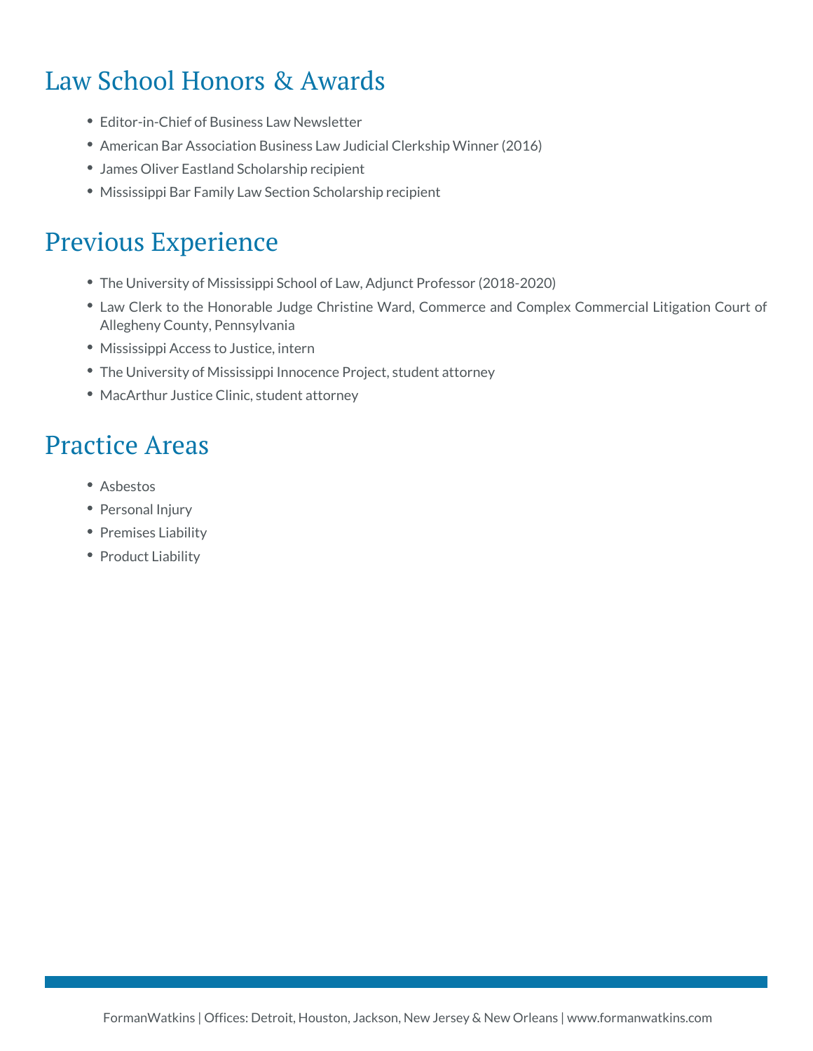## Law School Honors & Awards

- Editor-in-Chief of Business Law Newsletter
- American Bar Association Business Law Judicial Clerkship Winner (2016)
- James Oliver Eastland Scholarship recipient
- Mississippi Bar Family Law Section Scholarship recipient

## Previous Experience

- The University of Mississippi School of Law, Adjunct Professor (2018-2020)
- Law Clerk to the Honorable Judge Christine Ward, Commerce and Complex Commercial Litigation Court of Allegheny County, Pennsylvania
- Mississippi Access to Justice, intern
- The University of Mississippi Innocence Project, student attorney
- MacArthur Justice Clinic, student attorney

## Practice Areas

- Asbestos
- Personal Injury
- Premises Liability
- Product Liability